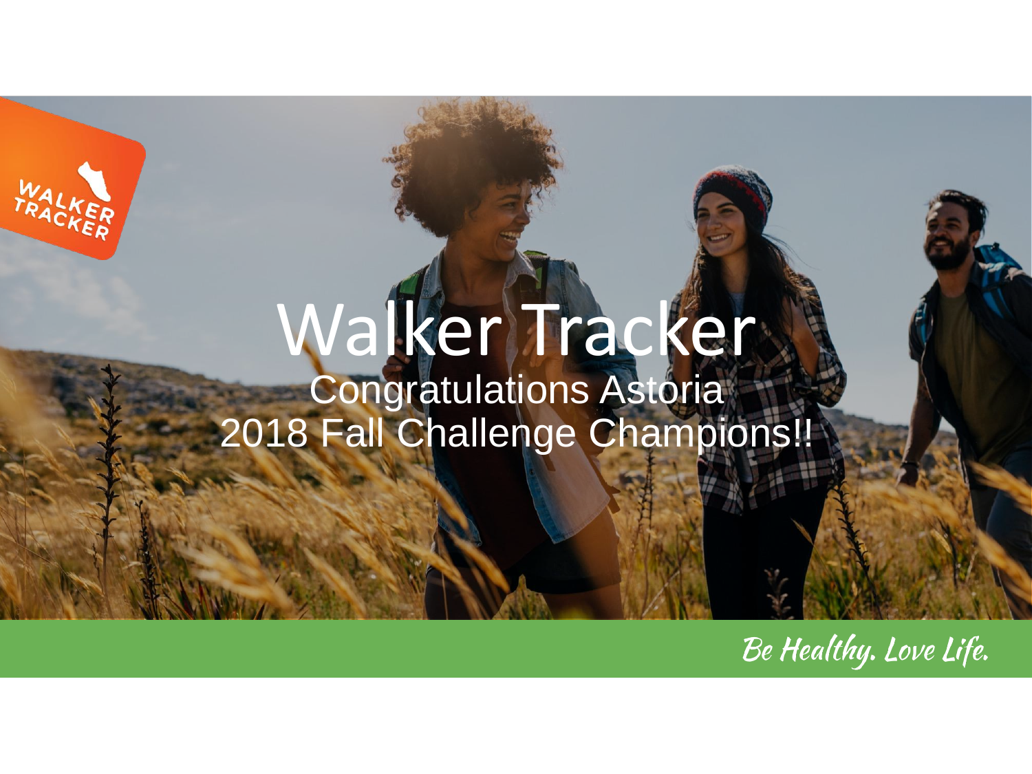# Walker Tracker

Congratulations Astoria
2018 Fall Challenge Champions!!

*Be Healthy. Love Life.*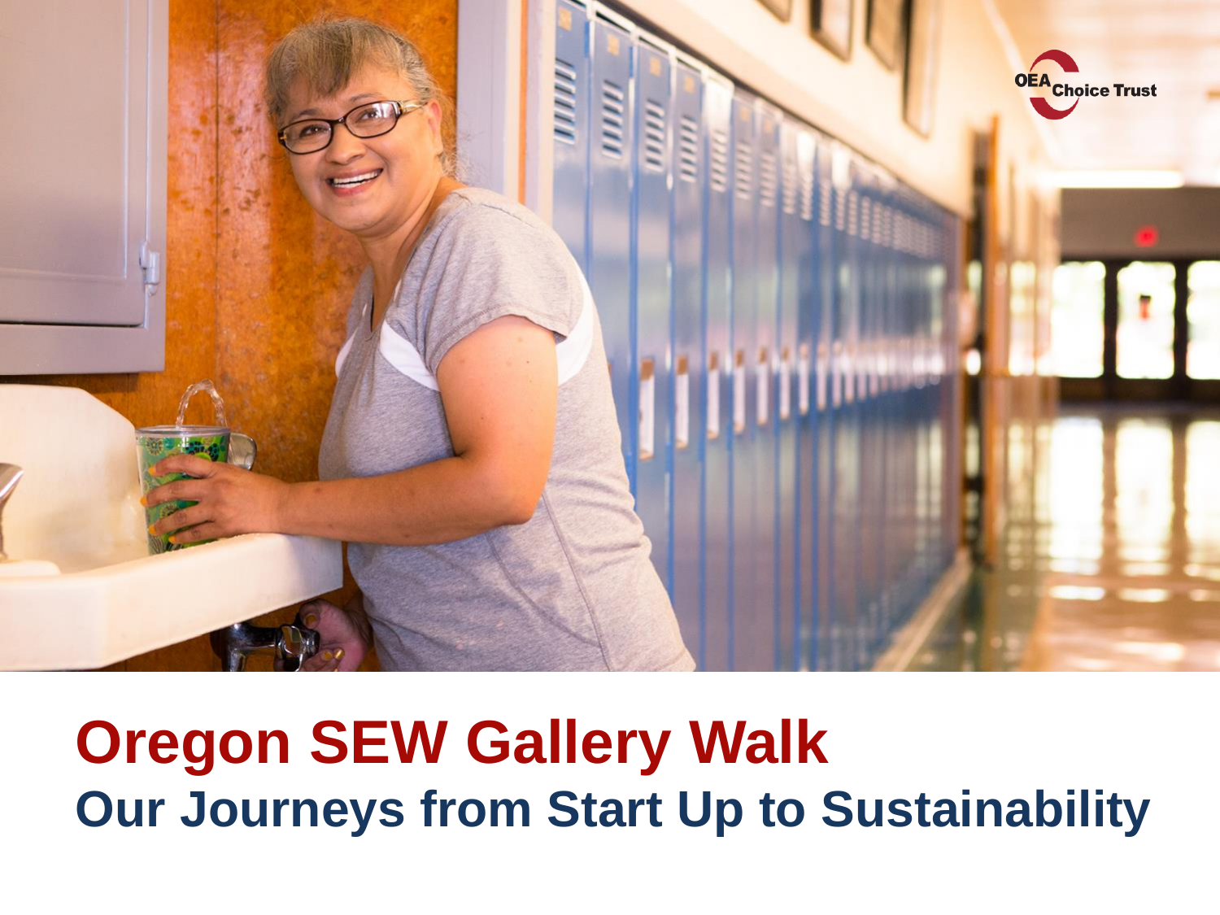OEA Choice Trust

# Oregon SEW Gallery Walk

## Our Journeys from Start Up to Sustainability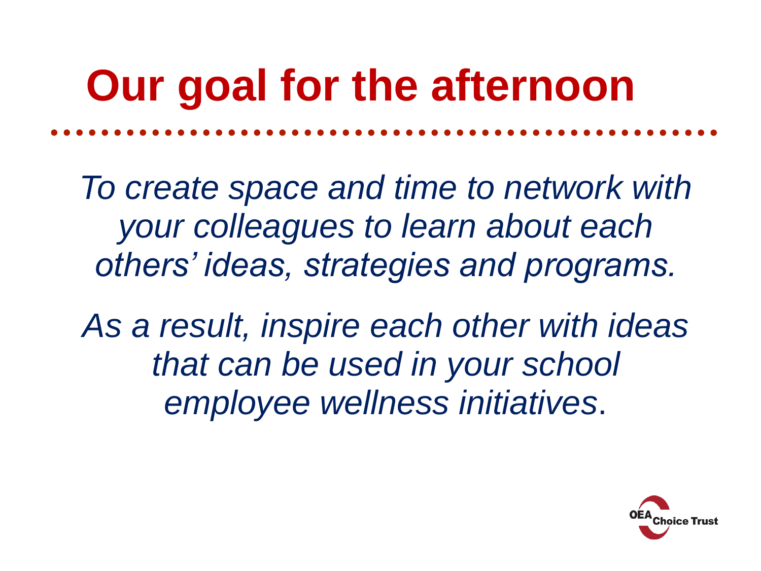# Our goal for the afternoon

*To create space and time to network with your colleagues to learn about each others' ideas, strategies and programs.*

*As a result, inspire each other with ideas that can be used in your school employee wellness initiatives*.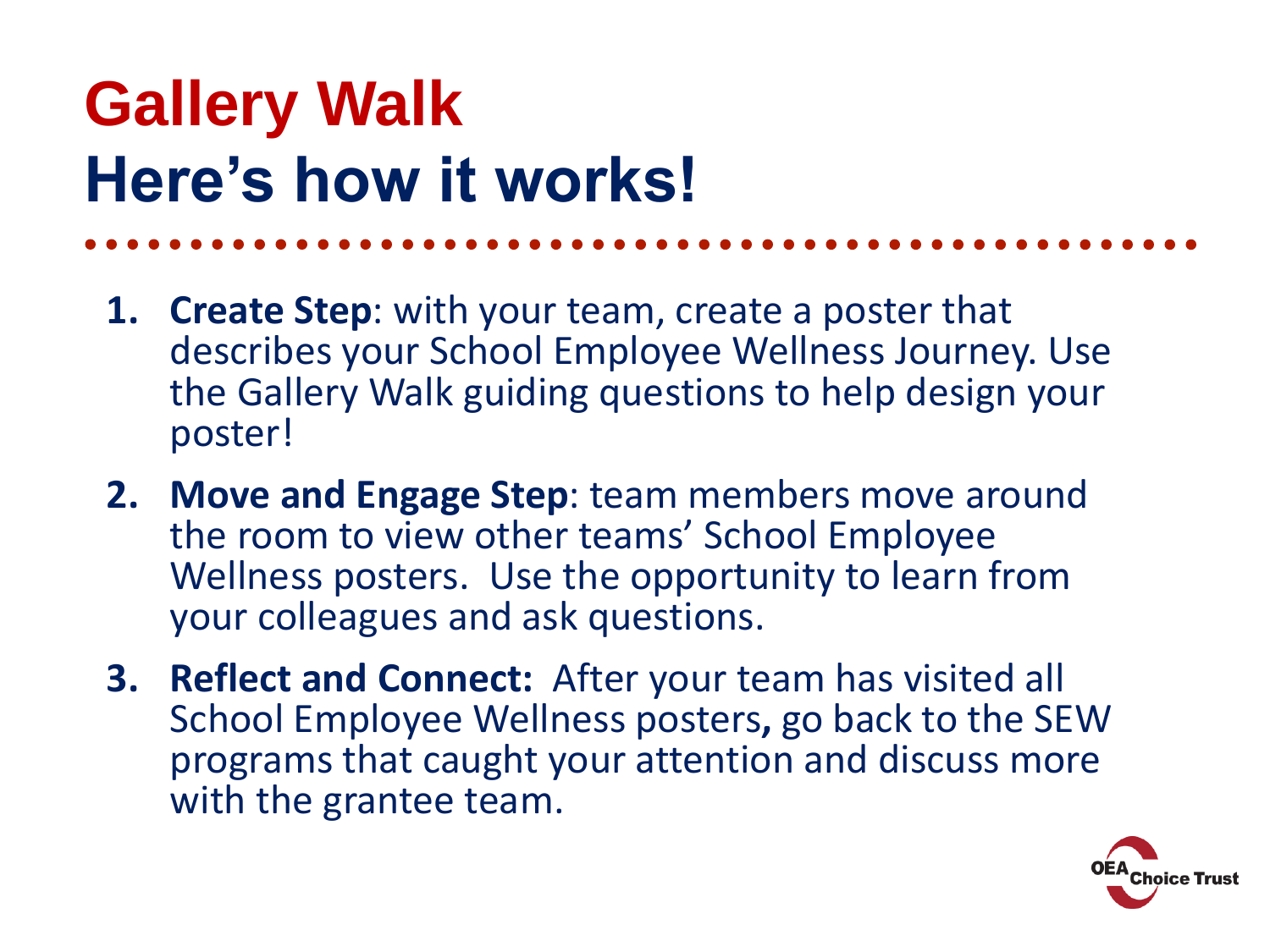# Gallery Walk

## Here's how it works!

1. **Create Step**: with your team, create a poster that describes your School Employee Wellness Journey. Use the Gallery Walk guiding questions to help design your poster!
2. **Move and Engage Step**: team members move around the room to view other teams' School Employee Wellness posters. Use the opportunity to learn from your colleagues and ask questions.
3. **Reflect and Connect:** After your team has visited all School Employee Wellness posters**,** go back to the SEW programs that caught your attention and discuss more with the grantee team.

OEA Choice Trust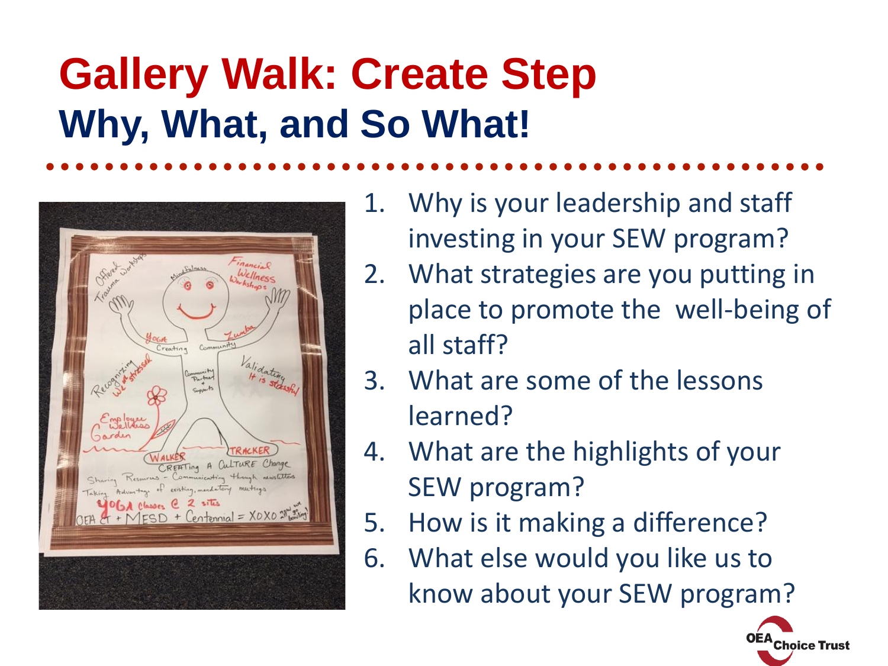# Gallery Walk: Create Step

## Why, What, and So What!

1. Why is your leadership and staff investing in your SEW program?
2. What strategies are you putting in place to promote the well-being of all staff?
3. What are some of the lessons learned?
4. What are the highlights of your SEW program?
5. How is it making a difference?
6. What else would you like us to know about your SEW program?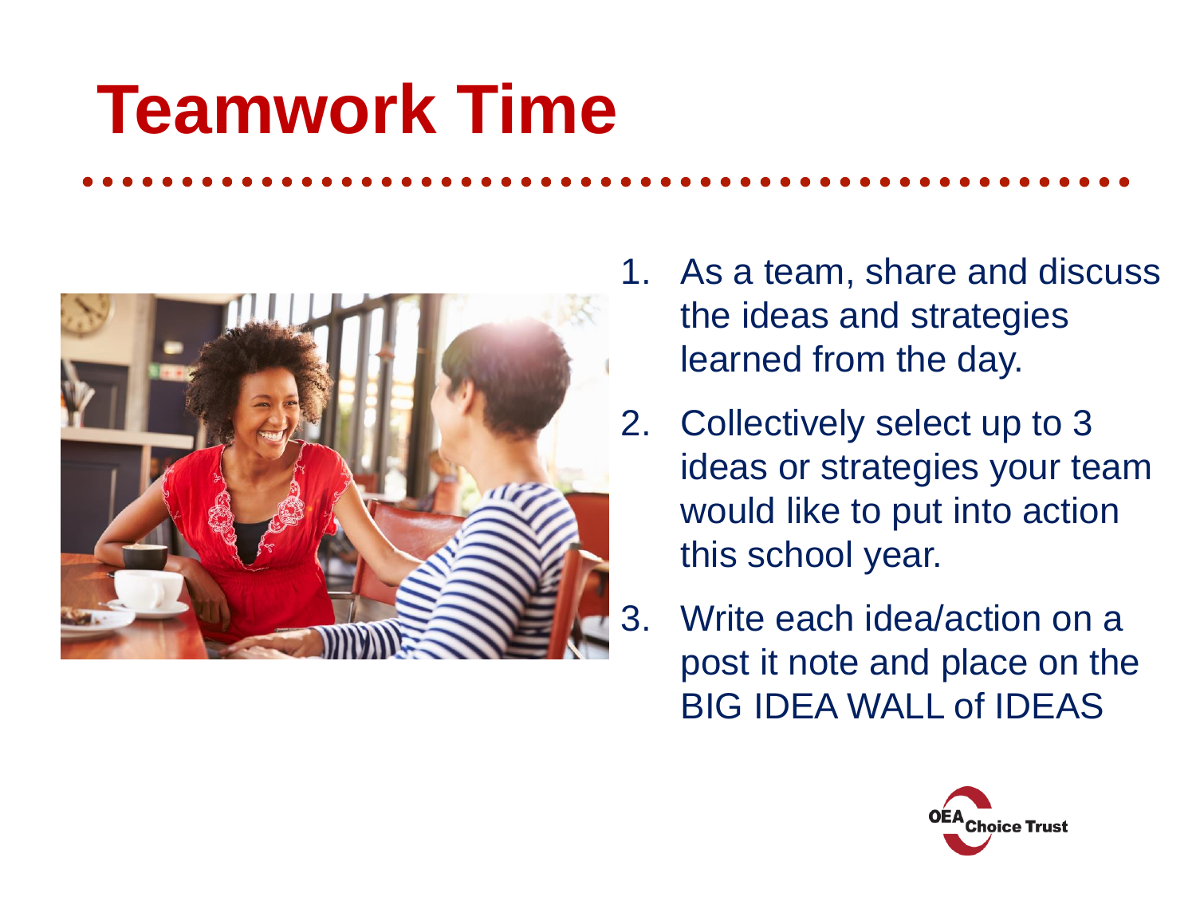# Teamwork Time

1. As a team, share and discuss the ideas and strategies learned from the day.
2. Collectively select up to 3 ideas or strategies your team would like to put into action this school year.
3. Write each idea/action on a post it note and place on the BIG IDEA WALL of IDEAS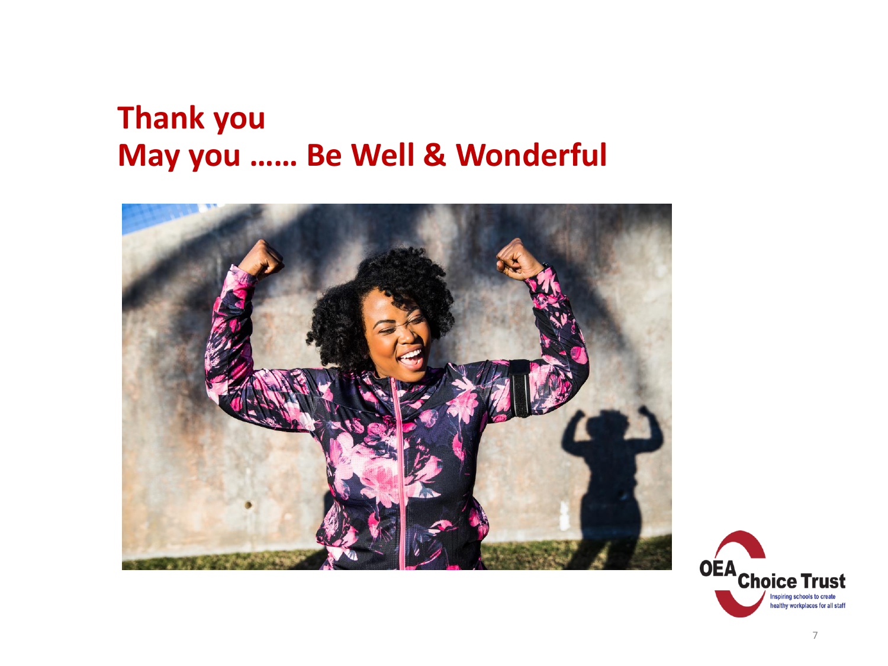# Thank you
# May you …… Be Well & Wonderful

OEA Choice Trust

Inspiring schools to create healthy workplaces for all staff